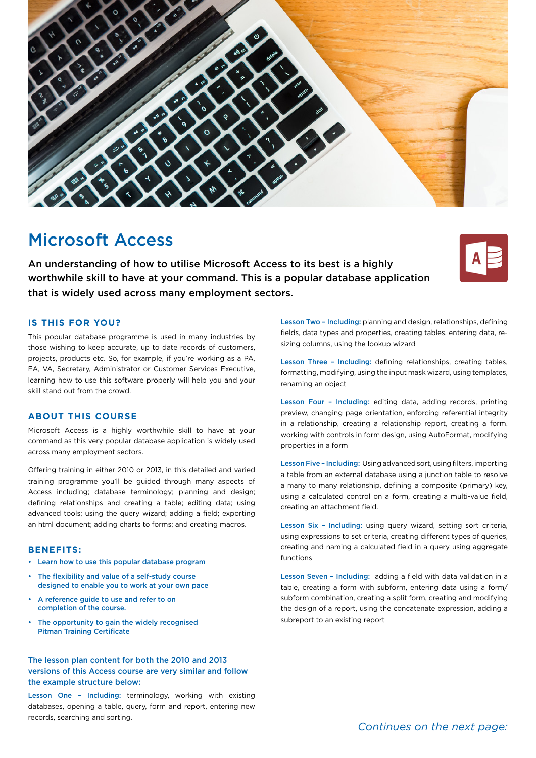# Microsoft Access

**An understanding of how to utilise Microsoft Access to its best is a highly worthwhile skill to have at your command. This is a popular database application that is widely used across many employment sectors.**

## IS THIS FOR YOU?

This popular database programme is used in many industries by those wishing to keep accurate, up to date records of customers, projects, products etc. So, for example, if you're working as a PA, EA, VA, Secretary, Administrator or Customer Services Executive, learning how to use this software properly will help you and your skill stand out from the crowd.

## ABOUT THIS COURSE

Microsoft Access is a highly worthwhile skill to have at your command as this very popular database application is widely used across many employment sectors.

Offering training in either 2010 or 2013, in this detailed and varied training programme you'll be guided through many aspects of Access including; database terminology; planning and design; defining relationships and creating a table; editing data; using advanced tools; using the query wizard; adding a field; exporting an html document; adding charts to forms; and creating macros.

## BENEFITS:

- Learn how to use this popular database program
- The flexibility and value of a self-study course designed to enable you to work at your own pace
- A reference guide to use and refer to on completion of the course.
- The opportunity to gain the widely recognised Pitman Training Certificate

**The lesson plan content for both the 2010 and 2013 versions of this Access course are very similar and follow the example structure below:**

**Lesson One – Including:** terminology, working with existing databases, opening a table, query, form and report, entering new records, searching and sorting.

**Lesson Two – Including:** planning and design, relationships, defining fields, data types and properties, creating tables, entering data, re-sizing columns, using the lookup wizard

**Lesson Three – Including:** defining relationships, creating tables, formatting, modifying, using the input mask wizard, using templates, renaming an object

**Lesson Four – Including:** editing data, adding records, printing preview, changing page orientation, enforcing referential integrity in a relationship, creating a relationship report, creating a form, working with controls in form design, using AutoFormat, modifying properties in a form

**Lesson Five – Including:** Using advanced sort, using filters, importing a table from an external database using a junction table to resolve a many to many relationship, defining a composite (primary) key, using a calculated control on a form, creating a multi-value field, creating an attachment field.

**Lesson Six – Including:** using query wizard, setting sort criteria, using expressions to set criteria, creating different types of queries, creating and naming a calculated field in a query using aggregate functions

**Lesson Seven – Including:** adding a field with data validation in a table, creating a form with subform, entering data using a form/subform combination, creating a split form, creating and modifying the design of a report, using the concatenate expression, adding a subreport to an existing report

*Continues on the next page:*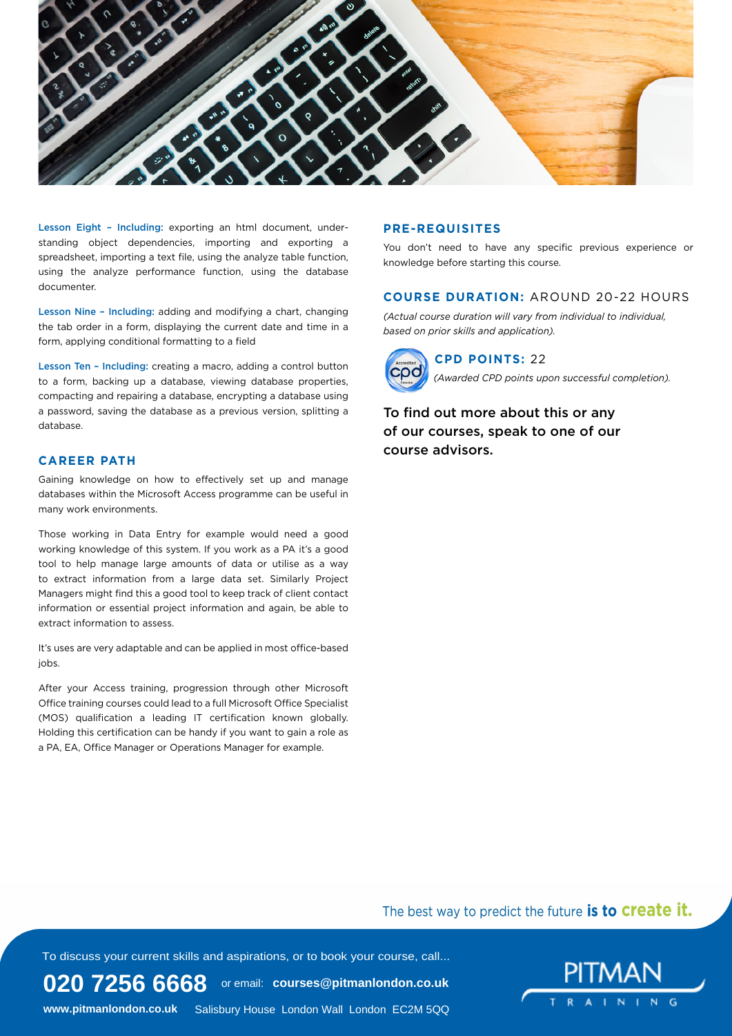**Lesson Eight – Including:** exporting an html document, understanding object dependencies, importing and exporting a spreadsheet, importing a text file, using the analyze table function, using the analyze performance function, using the database documenter.

**Lesson Nine – Including:** adding and modifying a chart, changing the tab order in a form, displaying the current date and time in a form, applying conditional formatting to a field

**Lesson Ten – Including:** creating a macro, adding a control button to a form, backing up a database, viewing database properties, compacting and repairing a database, encrypting a database using a password, saving the database as a previous version, splitting a database.

## CAREER PATH

Gaining knowledge on how to effectively set up and manage databases within the Microsoft Access programme can be useful in many work environments.

Those working in Data Entry for example would need a good working knowledge of this system. If you work as a PA it's a good tool to help manage large amounts of data or utilise as a way to extract information from a large data set. Similarly Project Managers might find this a good tool to keep track of client contact information or essential project information and again, be able to extract information to assess.

It's uses are very adaptable and can be applied in most office-based jobs.

After your Access training, progression through other Microsoft Office training courses could lead to a full Microsoft Office Specialist (MOS) qualification a leading IT certification known globally. Holding this certification can be handy if you want to gain a role as a PA, EA, Office Manager or Operations Manager for example.

## PRE-REQUISITES

You don't need to have any specific previous experience or knowledge before starting this course.

## COURSE DURATION: AROUND 20-22 HOURS

*(Actual course duration will vary from individual to individual, based on prior skills and application).*

## CPD POINTS: 22

*(Awarded CPD points upon successful completion).*

**To find out more about this or any of our courses, speak to one of our course advisors.**

The best way to predict the future **is to create it.**

To discuss your current skills and aspirations, or to book your course, call...

**020 7256 6668** or email: **courses@pitmanlondon.co.uk**

**www.pitmanlondon.co.uk** Salisbury House London Wall London EC2M 5QQ

PITMAN TRAINING